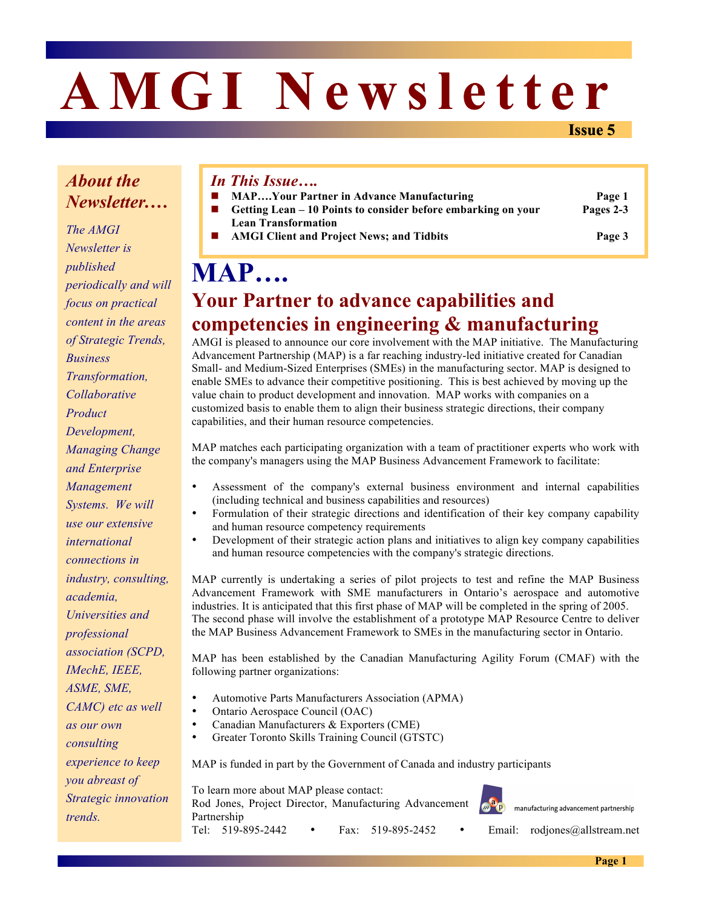# AMGI Newsletter

**Issue 5**

## *About the Newsletter….*

*The AMGI Newsletter is published periodically and will focus on practical content in the areas of Strategic Trends, Business Transformation, Collaborative Product Development, Managing Change and Enterprise Management Systems. We will use our extensive international connections in industry, consulting, academia, Universities and professional association (SCPD, IMechE, IEEE, ASME, SME, CAMC) etc as well as our own consulting experience to keep you abreast of Strategic innovation trends.*

## *In This Issue….*

- **MAP….Your Partner in Advance Manufacturing** — **Page 1**
- **Getting Lean – 10 Points to consider before embarking on your Lean Transformation** — **Pages 2-3**
- **AMGI Client and Project News; and Tidbits** — **Page 3**

# MAP….

## Your Partner to advance capabilities and competencies in engineering & manufacturing

AMGI is pleased to announce our core involvement with the MAP initiative. The Manufacturing Advancement Partnership (MAP) is a far reaching industry-led initiative created for Canadian Small- and Medium-Sized Enterprises (SMEs) in the manufacturing sector. MAP is designed to enable SMEs to advance their competitive positioning. This is best achieved by moving up the value chain to product development and innovation. MAP works with companies on a customized basis to enable them to align their business strategic directions, their company capabilities, and their human resource competencies.

MAP matches each participating organization with a team of practitioner experts who work with the company's managers using the MAP Business Advancement Framework to facilitate:

- Assessment of the company's external business environment and internal capabilities (including technical and business capabilities and resources)
- Formulation of their strategic directions and identification of their key company capability and human resource competency requirements
- Development of their strategic action plans and initiatives to align key company capabilities and human resource competencies with the company's strategic directions.

MAP currently is undertaking a series of pilot projects to test and refine the MAP Business Advancement Framework with SME manufacturers in Ontario's aerospace and automotive industries. It is anticipated that this first phase of MAP will be completed in the spring of 2005. The second phase will involve the establishment of a prototype MAP Resource Centre to deliver the MAP Business Advancement Framework to SMEs in the manufacturing sector in Ontario.

MAP has been established by the Canadian Manufacturing Agility Forum (CMAF) with the following partner organizations:

- Automotive Parts Manufacturers Association (APMA)
- Ontario Aerospace Council (OAC)
- Canadian Manufacturers & Exporters (CME)
- Greater Toronto Skills Training Council (GTSTC)

MAP is funded in part by the Government of Canada and industry participants

To learn more about MAP please contact:
Rod Jones, Project Director, Manufacturing Advancement Partnership
Tel: 519-895-2442 • Fax: 519-895-2452 • Email: rodjones@allstream.net

manufacturing advancement partnership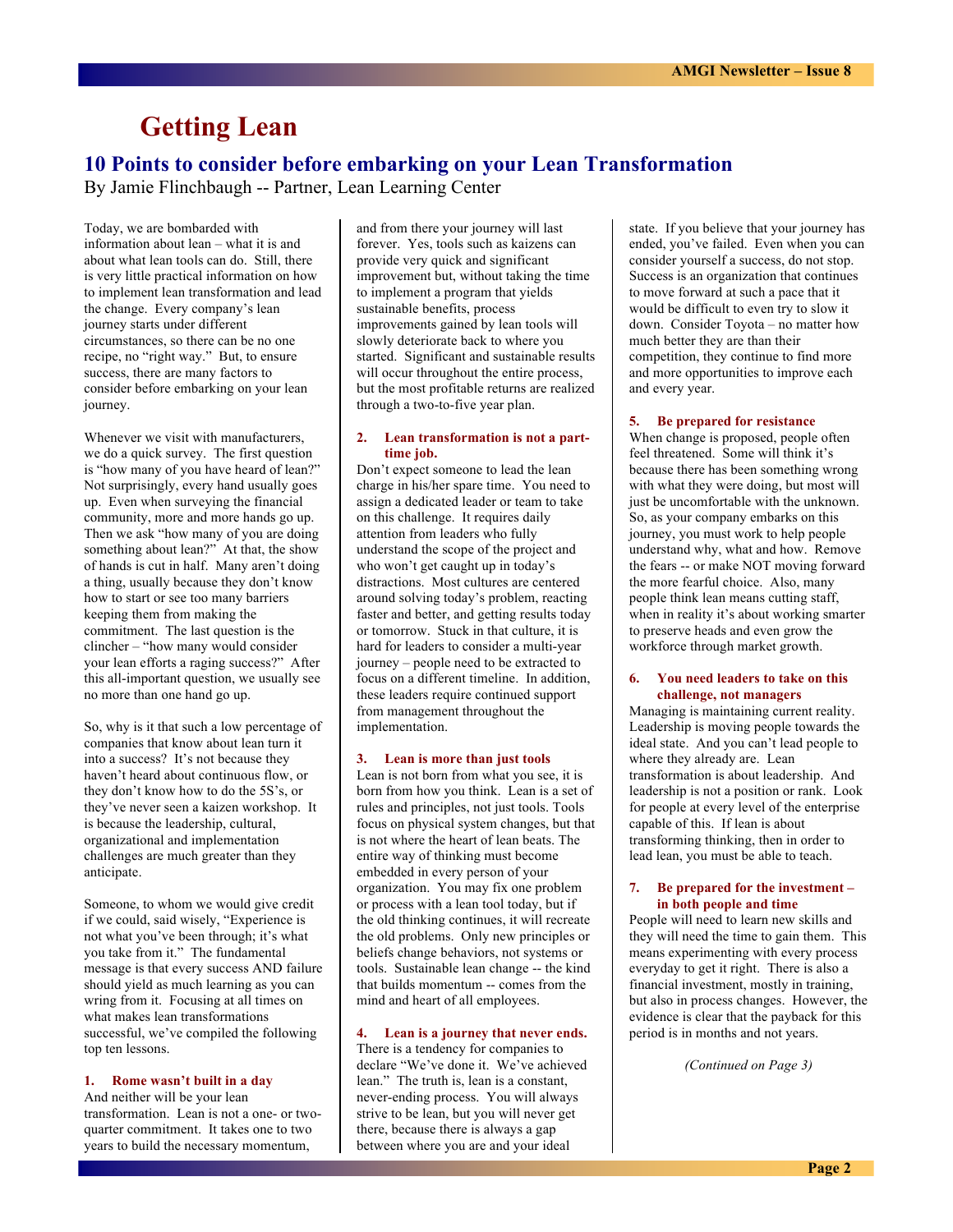# Getting Lean

## 10 Points to consider before embarking on your Lean Transformation

By Jamie Flinchbaugh -- Partner, Lean Learning Center

Today, we are bombarded with information about lean – what it is and about what lean tools can do. Still, there is very little practical information on how to implement lean transformation and lead the change. Every company's lean journey starts under different circumstances, so there can be no one recipe, no "right way." But, to ensure success, there are many factors to consider before embarking on your lean journey.

Whenever we visit with manufacturers, we do a quick survey. The first question is "how many of you have heard of lean?" Not surprisingly, every hand usually goes up. Even when surveying the financial community, more and more hands go up. Then we ask "how many of you are doing something about lean?" At that, the show of hands is cut in half. Many aren't doing a thing, usually because they don't know how to start or see too many barriers keeping them from making the commitment. The last question is the clincher – "how many would consider your lean efforts a raging success?" After this all-important question, we usually see no more than one hand go up.

So, why is it that such a low percentage of companies that know about lean turn it into a success? It's not because they haven't heard about continuous flow, or they don't know how to do the 5S's, or they've never seen a kaizen workshop. It is because the leadership, cultural, organizational and implementation challenges are much greater than they anticipate.

Someone, to whom we would give credit if we could, said wisely, "Experience is not what you've been through; it's what you take from it." The fundamental message is that every success AND failure should yield as much learning as you can wring from it. Focusing at all times on what makes lean transformations successful, we've compiled the following top ten lessons.

### 1. Rome wasn't built in a day

And neither will be your lean transformation. Lean is not a one- or two-quarter commitment. It takes one to two years to build the necessary momentum, and from there your journey will last forever. Yes, tools such as kaizens can provide very quick and significant improvement but, without taking the time to implement a program that yields sustainable benefits, process improvements gained by lean tools will slowly deteriorate back to where you started. Significant and sustainable results will occur throughout the entire process, but the most profitable returns are realized through a two-to-five year plan.

### 2. Lean transformation is not a part-time job.

Don't expect someone to lead the lean charge in his/her spare time. You need to assign a dedicated leader or team to take on this challenge. It requires daily attention from leaders who fully understand the scope of the project and who won't get caught up in today's distractions. Most cultures are centered around solving today's problem, reacting faster and better, and getting results today or tomorrow. Stuck in that culture, it is hard for leaders to consider a multi-year journey – people need to be extracted to focus on a different timeline. In addition, these leaders require continued support from management throughout the implementation.

### 3. Lean is more than just tools

Lean is not born from what you see, it is born from how you think. Lean is a set of rules and principles, not just tools. Tools focus on physical system changes, but that is not where the heart of lean beats. The entire way of thinking must become embedded in every person of your organization. You may fix one problem or process with a lean tool today, but if the old thinking continues, it will recreate the old problems. Only new principles or beliefs change behaviors, not systems or tools. Sustainable lean change -- the kind that builds momentum -- comes from the mind and heart of all employees.

### 4. Lean is a journey that never ends.

There is a tendency for companies to declare "We've done it. We've achieved lean." The truth is, lean is a constant, never-ending process. You will always strive to be lean, but you will never get there, because there is always a gap between where you are and your ideal state. If you believe that your journey has ended, you've failed. Even when you can consider yourself a success, do not stop. Success is an organization that continues to move forward at such a pace that it would be difficult to even try to slow it down. Consider Toyota – no matter how much better they are than their competition, they continue to find more and more opportunities to improve each and every year.

### 5. Be prepared for resistance

When change is proposed, people often feel threatened. Some will think it's because there has been something wrong with what they were doing, but most will just be uncomfortable with the unknown. So, as your company embarks on this journey, you must work to help people understand why, what and how. Remove the fears -- or make NOT moving forward the more fearful choice. Also, many people think lean means cutting staff, when in reality it's about working smarter to preserve heads and even grow the workforce through market growth.

### 6. You need leaders to take on this challenge, not managers

Managing is maintaining current reality. Leadership is moving people towards the ideal state. And you can't lead people to where they already are. Lean transformation is about leadership. And leadership is not a position or rank. Look for people at every level of the enterprise capable of this. If lean is about transforming thinking, then in order to lead lean, you must be able to teach.

### 7. Be prepared for the investment – in both people and time

People will need to learn new skills and they will need the time to gain them. This means experimenting with every process everyday to get it right. There is also a financial investment, mostly in training, but also in process changes. However, the evidence is clear that the payback for this period is in months and not years.

*(Continued on Page 3)*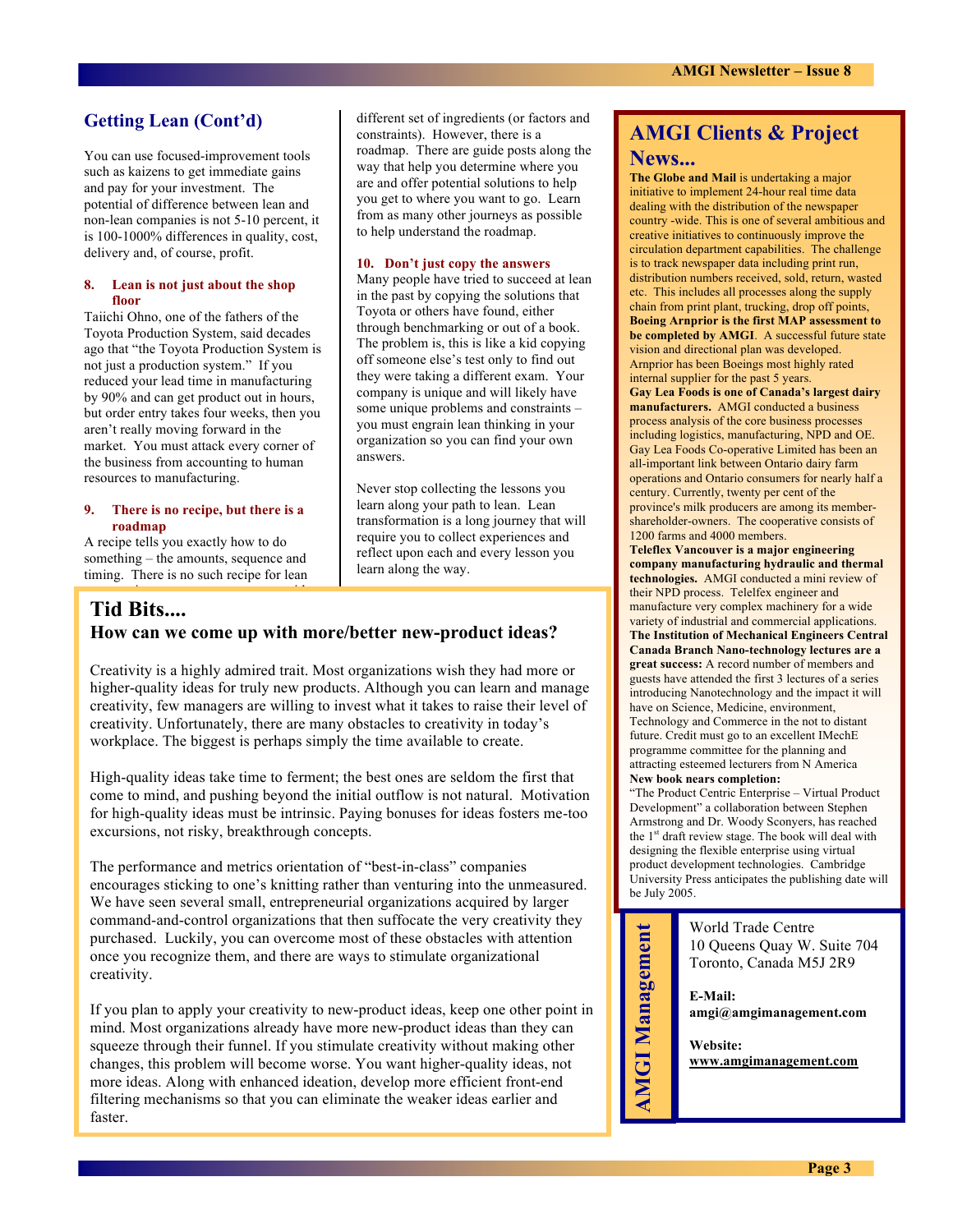## Getting Lean (Cont'd)

You can use focused-improvement tools such as kaizens to get immediate gains and pay for your investment. The potential of difference between lean and non-lean companies is not 5-10 percent, it is 100-1000% differences in quality, cost, delivery and, of course, profit.

**8. Lean is not just about the shop floor**

Taiichi Ohno, one of the fathers of the Toyota Production System, said decades ago that "the Toyota Production System is not just a production system." If you reduced your lead time in manufacturing by 90% and can get product out in hours, but order entry takes four weeks, then you aren't really moving forward in the market. You must attack every corner of the business from accounting to human resources to manufacturing.

**9. There is no recipe, but there is a roadmap**

A recipe tells you exactly how to do something – the amounts, sequence and timing. There is no such recipe for lean different set of ingredients (or factors and constraints). However, there is a roadmap. There are guide posts along the way that help you determine where you are and offer potential solutions to help you get to where you want to go. Learn from as many other journeys as possible to help understand the roadmap.

**10. Don't just copy the answers**

Many people have tried to succeed at lean in the past by copying the solutions that Toyota or others have found, either through benchmarking or out of a book. The problem is, this is like a kid copying off someone else's test only to find out they were taking a different exam. Your company is unique and will likely have some unique problems and constraints – you must engrain lean thinking in your organization so you can find your own answers.

Never stop collecting the lessons you learn along your path to lean. Lean transformation is a long journey that will require you to collect experiences and reflect upon each and every lesson you learn along the way.

## Tid Bits....

### How can we come up with more/better new-product ideas?

Creativity is a highly admired trait. Most organizations wish they had more or higher-quality ideas for truly new products. Although you can learn and manage creativity, few managers are willing to invest what it takes to raise their level of creativity. Unfortunately, there are many obstacles to creativity in today's workplace. The biggest is perhaps simply the time available to create.

High-quality ideas take time to ferment; the best ones are seldom the first that come to mind, and pushing beyond the initial outflow is not natural. Motivation for high-quality ideas must be intrinsic. Paying bonuses for ideas fosters me-too excursions, not risky, breakthrough concepts.

The performance and metrics orientation of "best-in-class" companies encourages sticking to one's knitting rather than venturing into the unmeasured. We have seen several small, entrepreneurial organizations acquired by larger command-and-control organizations that then suffocate the very creativity they purchased. Luckily, you can overcome most of these obstacles with attention once you recognize them, and there are ways to stimulate organizational creativity.

If you plan to apply your creativity to new-product ideas, keep one other point in mind. Most organizations already have more new-product ideas than they can squeeze through their funnel. If you stimulate creativity without making other changes, this problem will become worse. You want higher-quality ideas, not more ideas. Along with enhanced ideation, develop more efficient front-end filtering mechanisms so that you can eliminate the weaker ideas earlier and faster.

## AMGI Clients & Project News...

**The Globe and Mail** is undertaking a major initiative to implement 24-hour real time data dealing with the distribution of the newspaper country -wide. This is one of several ambitious and creative initiatives to continuously improve the circulation department capabilities. The challenge is to track newspaper data including print run, distribution numbers received, sold, return, wasted etc. This includes all processes along the supply chain from print plant, trucking, drop off points,

**Boeing Arnprior is the first MAP assessment to be completed by AMGI**. A successful future state vision and directional plan was developed. Arnprior has been Boeings most highly rated internal supplier for the past 5 years.

**Gay Lea Foods is one of Canada's largest dairy manufacturers.** AMGI conducted a business process analysis of the core business processes including logistics, manufacturing, NPD and OE. Gay Lea Foods Co-operative Limited has been an all-important link between Ontario dairy farm operations and Ontario consumers for nearly half a century. Currently, twenty per cent of the province's milk producers are among its member-shareholder-owners. The cooperative consists of 1200 farms and 4000 members.

**Teleflex Vancouver is a major engineering company manufacturing hydraulic and thermal technologies.** AMGI conducted a mini review of their NPD process. Telelfex engineer and manufacture very complex machinery for a wide variety of industrial and commercial applications.

**The Institution of Mechanical Engineers Central Canada Branch Nano-technology lectures are a great success:** A record number of members and guests have attended the first 3 lectures of a series introducing Nanotechnology and the impact it will have on Science, Medicine, environment, Technology and Commerce in the not to distant future. Credit must go to an excellent IMechE programme committee for the planning and attracting esteemed lecturers from N America

**New book nears completion:**

"The Product Centric Enterprise – Virtual Product Development" a collaboration between Stephen Armstrong and Dr. Woody Sconyers, has reached the 1st draft review stage. The book will deal with designing the flexible enterprise using virtual product development technologies. Cambridge University Press anticipates the publishing date will be July 2005.

**AMGI Management**

World Trade Centre
10 Queens Quay W. Suite 704
Toronto, Canada M5J 2R9

**E-Mail:**
**amgi@amgimanagement.com**

**Website:**
**www.amgimanagement.com**